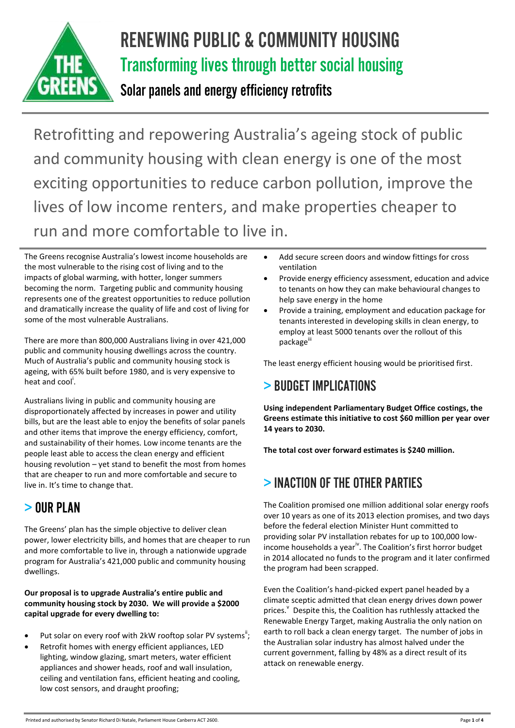# RENEWING PUBLIC & COMMUNITY HOUSING

## Transforming lives through better social housing

### Solar panels and energy efficiency retrofits

Retrofitting and repowering Australia's ageing stock of public and community housing with clean energy is one of the most exciting opportunities to reduce carbon pollution, improve the lives of low income renters, and make properties cheaper to run and more comfortable to live in.

The Greens recognise Australia's lowest income households are the most vulnerable to the rising cost of living and to the impacts of global warming, with hotter, longer summers becoming the norm. Targeting public and community housing represents one of the greatest opportunities to reduce pollution and dramatically increase the quality of life and cost of living for some of the most vulnerable Australians.

There are more than 800,000 Australians living in over 421,000 public and community housing dwellings across the country. Much of Australia's public and community housing stock is ageing, with 65% built before 1980, and is very expensive to heat and cool[i].

Australians living in public and community housing are disproportionately affected by increases in power and utility bills, but are the least able to enjoy the benefits of solar panels and other items that improve the energy efficiency, comfort, and sustainability of their homes. Low income tenants are the people least able to access the clean energy and efficient housing revolution – yet stand to benefit the most from homes that are cheaper to run and more comfortable and secure to live in. It's time to change that.

## > OUR PLAN

The Greens' plan has the simple objective to deliver clean power, lower electricity bills, and homes that are cheaper to run and more comfortable to live in, through a nationwide upgrade program for Australia's 421,000 public and community housing dwellings.

**Our proposal is to upgrade Australia's entire public and community housing stock by 2030. We will provide a $2000 capital upgrade for every dwelling to:**

- Put solar on every roof with 2kW rooftop solar PV systems[ii];
- Retrofit homes with energy efficient appliances, LED lighting, window glazing, smart meters, water efficient appliances and shower heads, roof and wall insulation, ceiling and ventilation fans, efficient heating and cooling, low cost sensors, and draught proofing;
- Add secure screen doors and window fittings for cross ventilation
- Provide energy efficiency assessment, education and advice to tenants on how they can make behavioural changes to help save energy in the home
- Provide a training, employment and education package for tenants interested in developing skills in clean energy, to employ at least 5000 tenants over the rollout of this package[iii]

The least energy efficient housing would be prioritised first.

## > BUDGET IMPLICATIONS

**Using independent Parliamentary Budget Office costings, the Greens estimate this initiative to cost $60 million per year over 14 years to 2030.**

**The total cost over forward estimates is $240 million.**

## > INACTION OF THE OTHER PARTIES

The Coalition promised one million additional solar energy roofs over 10 years as one of its 2013 election promises, and two days before the federal election Minister Hunt committed to providing solar PV installation rebates for up to 100,000 low-income households a year[iv]. The Coalition's first horror budget in 2014 allocated no funds to the program and it later confirmed the program had been scrapped.

Even the Coalition's hand-picked expert panel headed by a climate sceptic admitted that clean energy drives down power prices.[v] Despite this, the Coalition has ruthlessly attacked the Renewable Energy Target, making Australia the only nation on earth to roll back a clean energy target. The number of jobs in the Australian solar industry has almost halved under the current government, falling by 48% as a direct result of its attack on renewable energy.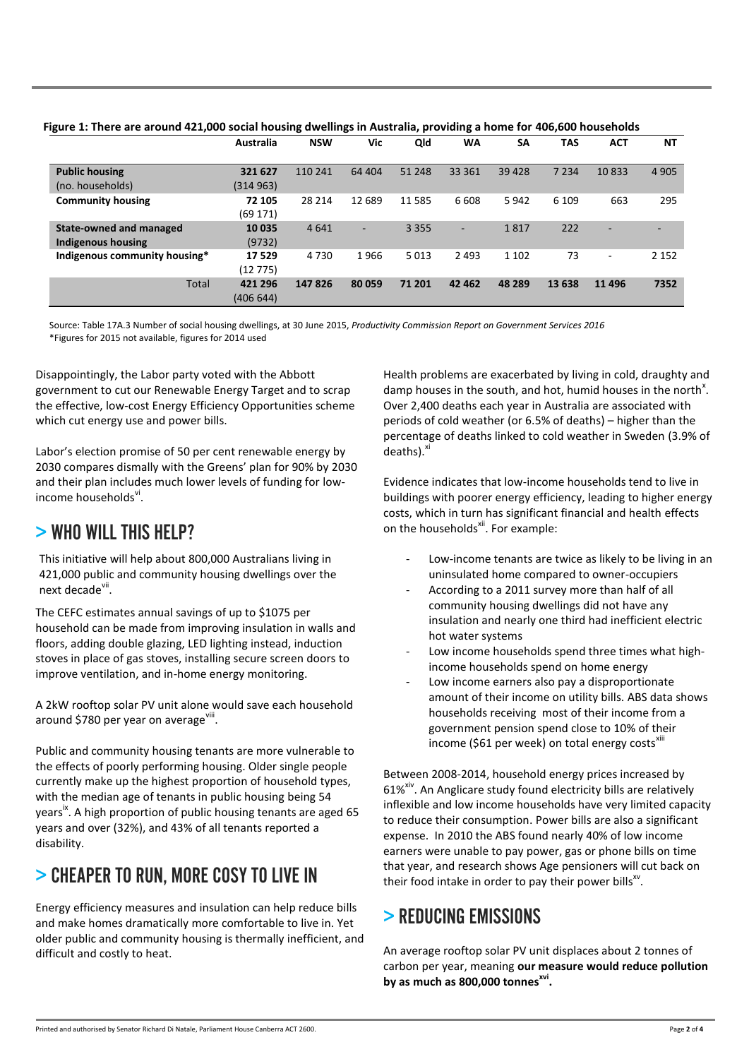**Figure 1: There are around 421,000 social housing dwellings in Australia, providing a home for 406,600 households**

| | Australia | NSW | Vic | Qld | WA | SA | TAS | ACT | NT |
|---|---|---|---|---|---|---|---|---|---|
| **Public housing** (no. households) | **321 627** (314 963) | 110 241 | 64 404 | 51 248 | 33 361 | 39 428 | 7 234 | 10 833 | 4 905 |
| **Community housing** | **72 105** (69 171) | 28 214 | 12 689 | 11 585 | 6 608 | 5 942 | 6 109 | 663 | 295 |
| **State-owned and managed Indigenous housing** | **10 035** (9732) | 4 641 | - | 3 355 | - | 1 817 | 222 | - | - |
| **Indigenous community housing*** | **17 529** (12 775) | 4 730 | 1 966 | 5 013 | 2 493 | 1 102 | 73 | - | 2 152 |
| Total | **421 296** (406 644) | **147 826** | **80 059** | **71 201** | **42 462** | **48 289** | **13 638** | **11 496** | **7352** |

Source: Table 17A.3 Number of social housing dwellings, at 30 June 2015, *Productivity Commission Report on Government Services 2016*
*Figures for 2015 not available, figures for 2014 used

Disappointingly, the Labor party voted with the Abbott government to cut our Renewable Energy Target and to scrap the effective, low-cost Energy Efficiency Opportunities scheme which cut energy use and power bills.

Labor's election promise of 50 per cent renewable energy by 2030 compares dismally with the Greens' plan for 90% by 2030 and their plan includes much lower levels of funding for low-income households[vi].

## > WHO WILL THIS HELP?

This initiative will help about 800,000 Australians living in 421,000 public and community housing dwellings over the next decade[vii].

The CEFC estimates annual savings of up to $1075 per household can be made from improving insulation in walls and floors, adding double glazing, LED lighting instead, induction stoves in place of gas stoves, installing secure screen doors to improve ventilation, and in-home energy monitoring.

A 2kW rooftop solar PV unit alone would save each household around $780 per year on average[viii].

Public and community housing tenants are more vulnerable to the effects of poorly performing housing. Older single people currently make up the highest proportion of household types, with the median age of tenants in public housing being 54 years[ix]. A high proportion of public housing tenants are aged 65 years and over (32%), and 43% of all tenants reported a disability.

## > CHEAPER TO RUN, MORE COSY TO LIVE IN

Energy efficiency measures and insulation can help reduce bills and make homes dramatically more comfortable to live in. Yet older public and community housing is thermally inefficient, and difficult and costly to heat.

Health problems are exacerbated by living in cold, draughty and damp houses in the south, and hot, humid houses in the north[x]. Over 2,400 deaths each year in Australia are associated with periods of cold weather (or 6.5% of deaths) – higher than the percentage of deaths linked to cold weather in Sweden (3.9% of deaths).[xi]

Evidence indicates that low-income households tend to live in buildings with poorer energy efficiency, leading to higher energy costs, which in turn has significant financial and health effects on the households[xii]. For example:

- Low-income tenants are twice as likely to be living in an uninsulated home compared to owner-occupiers
- According to a 2011 survey more than half of all community housing dwellings did not have any insulation and nearly one third had inefficient electric hot water systems
- Low income households spend three times what high-income households spend on home energy
- Low income earners also pay a disproportionate amount of their income on utility bills. ABS data shows households receiving most of their income from a government pension spend close to 10% of their income ($61 per week) on total energy costs[xiii]

Between 2008-2014, household energy prices increased by 61%[xiv]. An Anglicare study found electricity bills are relatively inflexible and low income households have very limited capacity to reduce their consumption. Power bills are also a significant expense. In 2010 the ABS found nearly 40% of low income earners were unable to pay power, gas or phone bills on time that year, and research shows Age pensioners will cut back on their food intake in order to pay their power bills[xv].

## > REDUCING EMISSIONS

An average rooftop solar PV unit displaces about 2 tonnes of carbon per year, meaning **our measure would reduce pollution by as much as 800,000 tonnes[xvi].**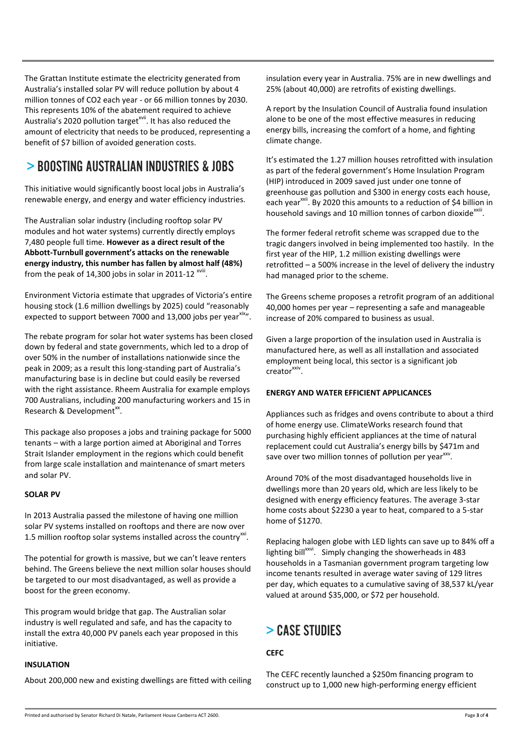The Grattan Institute estimate the electricity generated from Australia's installed solar PV will reduce pollution by about 4 million tonnes of $CO_2$ each year - or 66 million tonnes by 2030. This represents 10% of the abatement required to achieve Australia's 2020 pollution target[xvii]. It has also reduced the amount of electricity that needs to be produced, representing a benefit of $7 billion of avoided generation costs.

## > BOOSTING AUSTRALIAN INDUSTRIES & JOBS

This initiative would significantly boost local jobs in Australia's renewable energy, and energy and water efficiency industries.

The Australian solar industry (including rooftop solar PV modules and hot water systems) currently directly employs 7,480 people full time. **However as a direct result of the Abbott-Turnbull government's attacks on the renewable energy industry, this number has fallen by almost half (48%)** from the peak of 14,300 jobs in solar in 2011-12 [xviii].

Environment Victoria estimate that upgrades of Victoria's entire housing stock (1.6 million dwellings by 2025) could "reasonably expected to support between 7000 and 13,000 jobs per year[xix]".

The rebate program for solar hot water systems has been closed down by federal and state governments, which led to a drop of over 50% in the number of installations nationwide since the peak in 2009; as a result this long-standing part of Australia's manufacturing base is in decline but could easily be reversed with the right assistance. Rheem Australia for example employs 700 Australians, including 200 manufacturing workers and 15 in Research & Development[xx].

This package also proposes a jobs and training package for 5000 tenants – with a large portion aimed at Aboriginal and Torres Strait Islander employment in the regions which could benefit from large scale installation and maintenance of smart meters and solar PV.

**SOLAR PV**

In 2013 Australia passed the milestone of having one million solar PV systems installed on rooftops and there are now over 1.5 million rooftop solar systems installed across the country[xxi].

The potential for growth is massive, but we can't leave renters behind. The Greens believe the next million solar houses should be targeted to our most disadvantaged, as well as provide a boost for the green economy.

This program would bridge that gap. The Australian solar industry is well regulated and safe, and has the capacity to install the extra 40,000 PV panels each year proposed in this initiative.

**INSULATION**

About 200,000 new and existing dwellings are fitted with ceiling insulation every year in Australia. 75% are in new dwellings and 25% (about 40,000) are retrofits of existing dwellings.

A report by the Insulation Council of Australia found insulation alone to be one of the most effective measures in reducing energy bills, increasing the comfort of a home, and fighting climate change.

It's estimated the 1.27 million houses retrofitted with insulation as part of the federal government's Home Insulation Program (HIP) introduced in 2009 saved just under one tonne of greenhouse gas pollution and $300 in energy costs each house, each year[xxii]. By 2020 this amounts to a reduction of $4 billion in household savings and 10 million tonnes of carbon dioxide[xxiii].

The former federal retrofit scheme was scrapped due to the tragic dangers involved in being implemented too hastily. In the first year of the HIP, 1.2 million existing dwellings were retrofitted – a 500% increase in the level of delivery the industry had managed prior to the scheme.

The Greens scheme proposes a retrofit program of an additional 40,000 homes per year – representing a safe and manageable increase of 20% compared to business as usual.

Given a large proportion of the insulation used in Australia is manufactured here, as well as all installation and associated employment being local, this sector is a significant job creator[xxiv].

**ENERGY AND WATER EFFICIENT APPLICANCES**

Appliances such as fridges and ovens contribute to about a third of home energy use. ClimateWorks research found that purchasing highly efficient appliances at the time of natural replacement could cut Australia's energy bills by $471m and save over two million tonnes of pollution per year[xxv].

Around 70% of the most disadvantaged households live in dwellings more than 20 years old, which are less likely to be designed with energy efficiency features. The average 3-star home costs about $2230 a year to heat, compared to a 5-star home of $1270.

Replacing halogen globe with LED lights can save up to 84% off a lighting bill[xxvi]. Simply changing the showerheads in 483 households in a Tasmanian government program targeting low income tenants resulted in average water saving of 129 litres per day, which equates to a cumulative saving of 38,537 kL/year valued at around $35,000, or $72 per household.

## > CASE STUDIES

**CEFC**

The CEFC recently launched a $250m financing program to construct up to 1,000 new high-performing energy efficient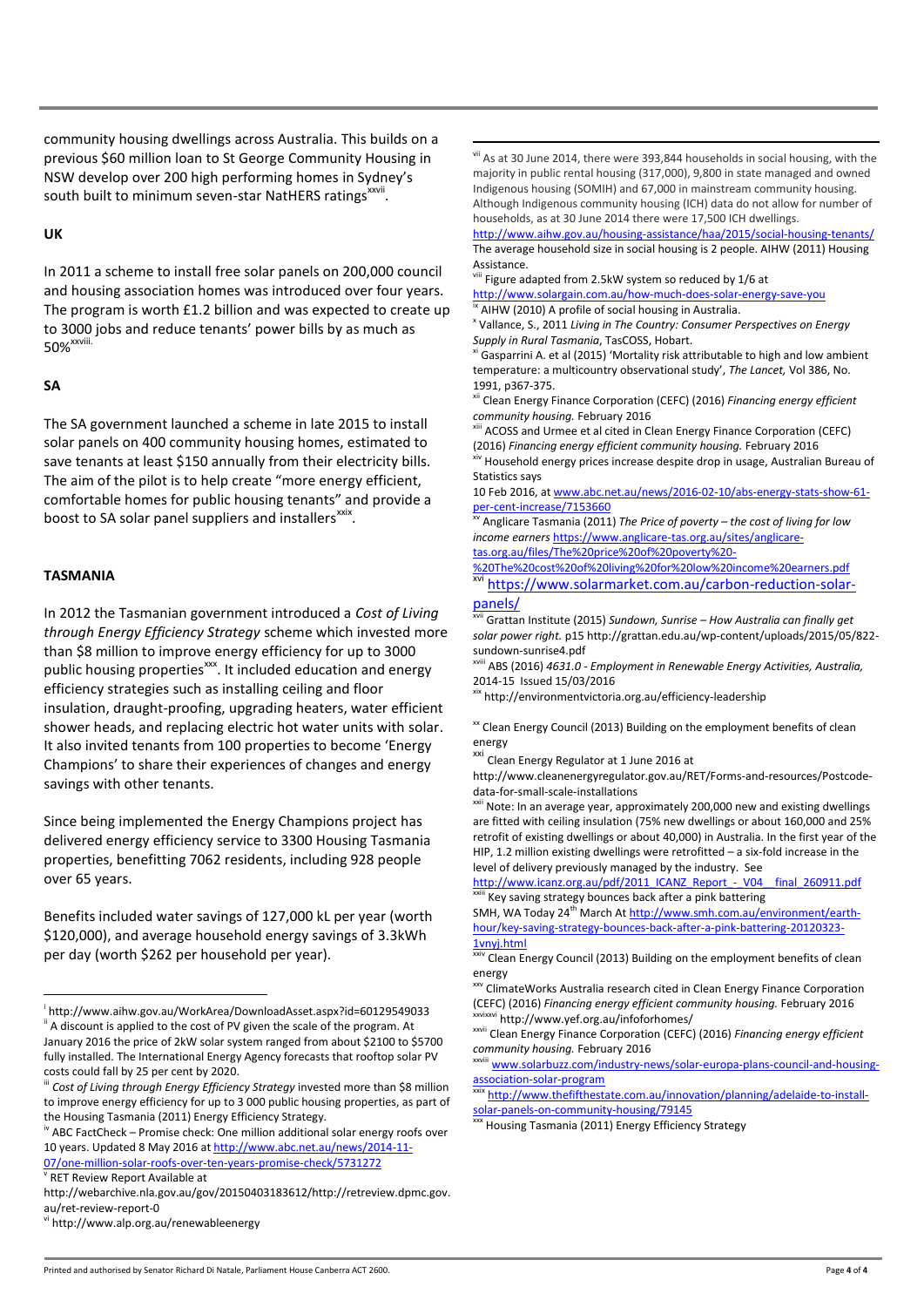community housing dwellings across Australia. This builds on a previous $60 million loan to St George Community Housing in NSW develop over 200 high performing homes in Sydney's south built to minimum seven-star NatHERS ratings[xxvii].

**UK**

In 2011 a scheme to install free solar panels on 200,000 council and housing association homes was introduced over four years. The program is worth £1.2 billion and was expected to create up to 3000 jobs and reduce tenants' power bills by as much as 50%[xxviii].

**SA**

The SA government launched a scheme in late 2015 to install solar panels on 400 community housing homes, estimated to save tenants at least $150 annually from their electricity bills. The aim of the pilot is to help create "more energy efficient, comfortable homes for public housing tenants" and provide a boost to SA solar panel suppliers and installers[xxix].

**TASMANIA**

In 2012 the Tasmanian government introduced a *Cost of Living through Energy Efficiency Strategy* scheme which invested more than $8 million to improve energy efficiency for up to 3000 public housing properties[xxx]. It included education and energy efficiency strategies such as installing ceiling and floor insulation, draught-proofing, upgrading heaters, water efficient shower heads, and replacing electric hot water units with solar. It also invited tenants from 100 properties to become 'Energy Champions' to share their experiences of changes and energy savings with other tenants.

Since being implemented the Energy Champions project has delivered energy efficiency service to 3300 Housing Tasmania properties, benefitting 7062 residents, including 928 people over 65 years.

Benefits included water savings of 127,000 kL per year (worth $120,000), and average household energy savings of 3.3kWh per day (worth $262 per household per year).

---

[i] http://www.aihw.gov.au/WorkArea/DownloadAsset.aspx?id=60129549033

[ii] A discount is applied to the cost of PV given the scale of the program. At January 2016 the price of 2kW solar system ranged from about $2100 to $5700 fully installed. The International Energy Agency forecasts that rooftop solar PV costs could fall by 25 per cent by 2020.

[iii] *Cost of Living through Energy Efficiency Strategy* invested more than $8 million to improve energy efficiency for up to 3 000 public housing properties, as part of the Housing Tasmania (2011) Energy Efficiency Strategy.

[iv] ABC FactCheck – Promise check: One million additional solar energy roofs over 10 years. Updated 8 May 2016 at http://www.abc.net.au/news/2014-11-07/one-million-solar-roofs-over-ten-years-promise-check/5731272

[v] RET Review Report Available at http://webarchive.nla.gov.au/gov/20150403183612/http://retreview.dpmc.gov.au/ret-review-report-0

[vi] http://www.alp.org.au/renewableenergy

[vii] As at 30 June 2014, there were 393,844 households in social housing, with the majority in public rental housing (317,000), 9,800 in state managed and owned Indigenous housing (SOMIH) and 67,000 in mainstream community housing. Although Indigenous community housing (ICH) data do not allow for number of households, as at 30 June 2014 there were 17,500 ICH dwellings. http://www.aihw.gov.au/housing-assistance/haa/2015/social-housing-tenants/ The average household size in social housing is 2 people. AIHW (2011) Housing Assistance.

[viii] Figure adapted from 2.5kW system so reduced by 1/6 at http://www.solargain.com.au/how-much-does-solar-energy-save-you

[ix] AIHW (2010) A profile of social housing in Australia.

[x] Vallance, S., 2011 *Living in The Country: Consumer Perspectives on Energy Supply in Rural Tasmania*, TasCOSS, Hobart.

[xi] Gasparrini A. et al (2015) 'Mortality risk attributable to high and low ambient temperature: a multicountry observational study', *The Lancet,* Vol 386, No. 1991, p367-375.

[xii] Clean Energy Finance Corporation (CEFC) (2016) *Financing energy efficient community housing.* February 2016

[xiii] ACOSS and Urmee et al cited in Clean Energy Finance Corporation (CEFC) (2016) *Financing energy efficient community housing.* February 2016

[xiv] Household energy prices increase despite drop in usage, Australian Bureau of Statistics says 10 Feb 2016, at www.abc.net.au/news/2016-02-10/abs-energy-stats-show-61-per-cent-increase/7153660

[xv] Anglicare Tasmania (2011) *The Price of poverty – the cost of living for low income earners* https://www.anglicare-tas.org.au/sites/anglicare-tas.org.au/files/The%20price%20of%20poverty%20-%20The%20cost%20of%20living%20for%20low%20income%20earners.pdf

[xvi] https://www.solarmarket.com.au/carbon-reduction-solar-panels/

[xvii] Grattan Institute (2015) *Sundown, Sunrise – How Australia can finally get solar power right.* p15 http://grattan.edu.au/wp-content/uploads/2015/05/822-sundown-sunrise4.pdf

[xviii] ABS (2016) *4631.0 - Employment in Renewable Energy Activities, Australia,* 2014-15 Issued 15/03/2016

[xix] http://environmentvictoria.org.au/efficiency-leadership

[xx] Clean Energy Council (2013) Building on the employment benefits of clean energy

[xxi] Clean Energy Regulator at 1 June 2016 at http://www.cleanenergyregulator.gov.au/RET/Forms-and-resources/Postcode-data-for-small-scale-installations

[xxii] Note: In an average year, approximately 200,000 new and existing dwellings are fitted with ceiling insulation (75% new dwellings or about 160,000 and 25% retrofit of existing dwellings or about 40,000) in Australia. In the first year of the HIP, 1.2 million existing dwellings were retrofitted – a six-fold increase in the level of delivery previously managed by the industry. See http://www.icanz.org.au/pdf/2011_ICANZ_Report_-_V04__final_260911.pdf

[xxiii] Key saving strategy bounces back after a pink battering SMH, WA Today 24th March At http://www.smh.com.au/environment/earth-hour/key-saving-strategy-bounces-back-after-a-pink-battering-20120323-1vnyj.html

[xxiv] Clean Energy Council (2013) Building on the employment benefits of clean energy

[xxv] ClimateWorks Australia research cited in Clean Energy Finance Corporation (CEFC) (2016) *Financing energy efficient community housing.* February 2016

[xxvixxvi] http://www.yef.org.au/infoforhomes/

[xxvii] Clean Energy Finance Corporation (CEFC) (2016) *Financing energy efficient community housing.* February 2016

[xxviii] www.solarbuzz.com/industry-news/solar-europa-plans-council-and-housing-association-solar-program

[xxix] http://www.thefifthestate.com.au/innovation/planning/adelaide-to-install-solar-panels-on-community-housing/79145

[xxx] Housing Tasmania (2011) Energy Efficiency Strategy

Printed and authorised by Senator Richard Di Natale, Parliament House Canberra ACT 2600.